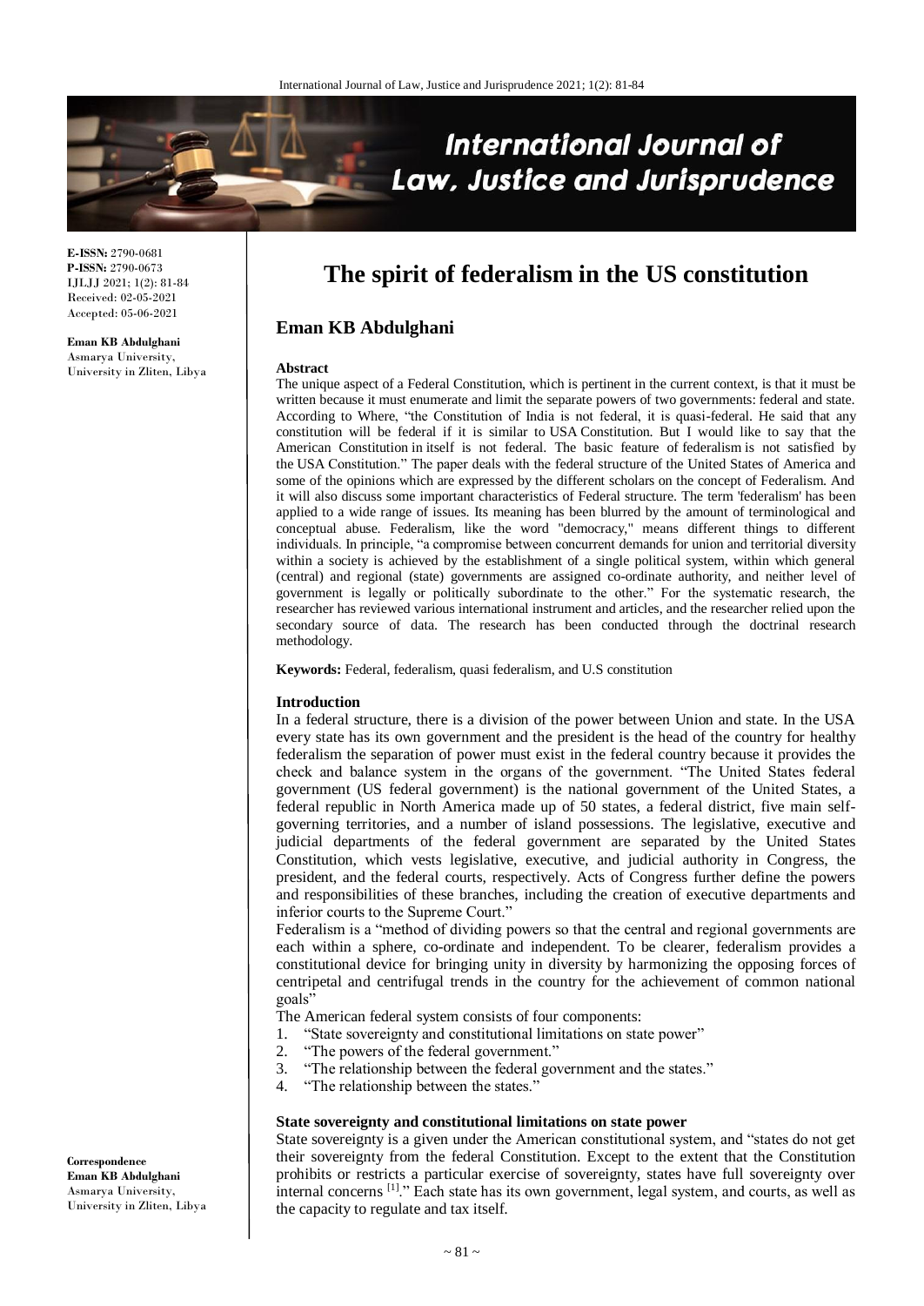# The spirit of federalism in the US constitution

**Eman KB Abdulghani**

E-ISSN: 2790-0681
P-ISSN: 2790-0673
IJLJJ 2021; 1(2): 81-84
Received: 02-05-2021
Accepted: 05-06-2021

**Eman KB Abdulghani**
Asmarya University,
University in Zliten, Libya

**Correspondence**
**Eman KB Abdulghani**
Asmarya University,
University in Zliten, Libya

## Abstract

The unique aspect of a Federal Constitution, which is pertinent in the current context, is that it must be written because it must enumerate and limit the separate powers of two governments: federal and state. According to Where, "the Constitution of India is not federal, it is quasi-federal. He said that any constitution will be federal if it is similar to USA Constitution. But I would like to say that the American Constitution in itself is not federal. The basic feature of federalism is not satisfied by the USA Constitution." The paper deals with the federal structure of the United States of America and some of the opinions which are expressed by the different scholars on the concept of Federalism. And it will also discuss some important characteristics of Federal structure. The term 'federalism' has been applied to a wide range of issues. Its meaning has been blurred by the amount of terminological and conceptual abuse. Federalism, like the word "democracy," means different things to different individuals. In principle, "a compromise between concurrent demands for union and territorial diversity within a society is achieved by the establishment of a single political system, within which general (central) and regional (state) governments are assigned co-ordinate authority, and neither level of government is legally or politically subordinate to the other." For the systematic research, the researcher has reviewed various international instrument and articles, and the researcher relied upon the secondary source of data. The research has been conducted through the doctrinal research methodology.

**Keywords:** Federal, federalism, quasi federalism, and U.S constitution

## Introduction

In a federal structure, there is a division of the power between Union and state. In the USA every state has its own government and the president is the head of the country for healthy federalism the separation of power must exist in the federal country because it provides the check and balance system in the organs of the government. "The United States federal government (US federal government) is the national government of the United States, a federal republic in North America made up of 50 states, a federal district, five main self-governing territories, and a number of island possessions. The legislative, executive and judicial departments of the federal government are separated by the United States Constitution, which vests legislative, executive, and judicial authority in Congress, the president, and the federal courts, respectively. Acts of Congress further define the powers and responsibilities of these branches, including the creation of executive departments and inferior courts to the Supreme Court."

Federalism is a "method of dividing powers so that the central and regional governments are each within a sphere, co-ordinate and independent. To be clearer, federalism provides a constitutional device for bringing unity in diversity by harmonizing the opposing forces of centripetal and centrifugal trends in the country for the achievement of common national goals"

The American federal system consists of four components:

1. "State sovereignty and constitutional limitations on state power"
2. "The powers of the federal government."
3. "The relationship between the federal government and the states."
4. "The relationship between the states."

### State sovereignty and constitutional limitations on state power

State sovereignty is a given under the American constitutional system, and "states do not get their sovereignty from the federal Constitution. Except to the extent that the Constitution prohibits or restricts a particular exercise of sovereignty, states have full sovereignty over internal concerns [1]." Each state has its own government, legal system, and courts, as well as the capacity to regulate and tax itself.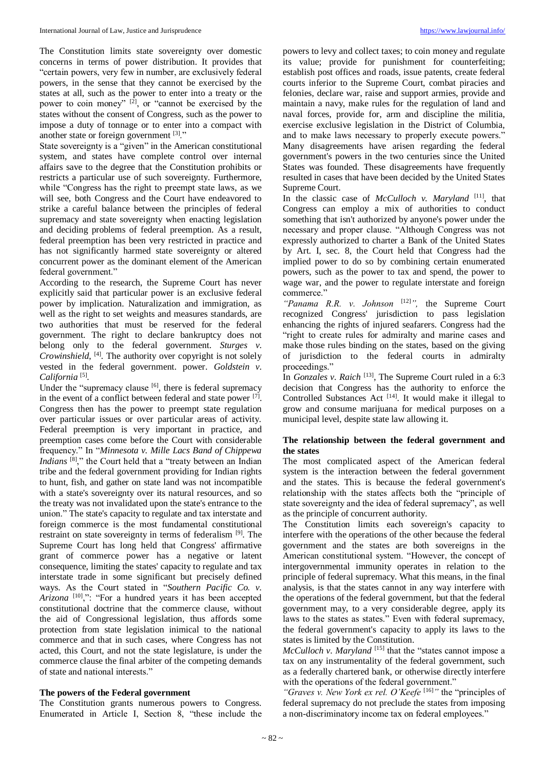The Constitution limits state sovereignty over domestic concerns in terms of power distribution. It provides that "certain powers, very few in number, are exclusively federal powers, in the sense that they cannot be exercised by the states at all, such as the power to enter into a treaty or the power to coin money" [2], or "cannot be exercised by the states without the consent of Congress, such as the power to impose a duty of tonnage or to enter into a compact with another state or foreign government [3]."

State sovereignty is a "given" in the American constitutional system, and states have complete control over internal affairs save to the degree that the Constitution prohibits or restricts a particular use of such sovereignty. Furthermore, while "Congress has the right to preempt state laws, as we will see, both Congress and the Court have endeavored to strike a careful balance between the principles of federal supremacy and state sovereignty when enacting legislation and deciding problems of federal preemption. As a result, federal preemption has been very restricted in practice and has not significantly harmed state sovereignty or altered concurrent power as the dominant element of the American federal government."

According to the research, the Supreme Court has never explicitly said that particular power is an exclusive federal power by implication. Naturalization and immigration, as well as the right to set weights and measures standards, are two authorities that must be reserved for the federal government. The right to declare bankruptcy does not belong only to the federal government. *Sturges v. Crowinshield*, [4]. The authority over copyright is not solely vested in the federal government. power. *Goldstein v. California* [5].

Under the "supremacy clause [6], there is federal supremacy in the event of a conflict between federal and state power [7]. Congress then has the power to preempt state regulation over particular issues or over particular areas of activity. Federal preemption is very important in practice, and preemption cases come before the Court with considerable frequency." In "*Minnesota v. Mille Lacs Band of Chippewa Indians* [8]," the Court held that a "treaty between an Indian tribe and the federal government providing for Indian rights to hunt, fish, and gather on state land was not incompatible with a state's sovereignty over its natural resources, and so the treaty was not invalidated upon the state's entrance to the union." The state's capacity to regulate and tax interstate and foreign commerce is the most fundamental constitutional restraint on state sovereignty in terms of federalism [9]. The Supreme Court has long held that Congress' affirmative grant of commerce power has a negative or latent consequence, limiting the states' capacity to regulate and tax interstate trade in some significant but precisely defined ways. As the Court stated in "*Southern Pacific Co. v. Arizona* [10],": "For a hundred years it has been accepted constitutional doctrine that the commerce clause, without the aid of Congressional legislation, thus affords some protection from state legislation inimical to the national commerce and that in such cases, where Congress has not acted, this Court, and not the state legislature, is under the commerce clause the final arbiter of the competing demands of state and national interests."

## The powers of the Federal government

The Constitution grants numerous powers to Congress. Enumerated in Article I, Section 8, "these include the powers to levy and collect taxes; to coin money and regulate its value; provide for punishment for counterfeiting; establish post offices and roads, issue patents, create federal courts inferior to the Supreme Court, combat piracies and felonies, declare war, raise and support armies, provide and maintain a navy, make rules for the regulation of land and naval forces, provide for, arm and discipline the militia, exercise exclusive legislation in the District of Columbia, and to make laws necessary to properly execute powers." Many disagreements have arisen regarding the federal government's powers in the two centuries since the United States was founded. These disagreements have frequently resulted in cases that have been decided by the United States Supreme Court.

In the classic case of *McCulloch v. Maryland* [11], that Congress can employ a mix of authorities to conduct something that isn't authorized by anyone's power under the necessary and proper clause. "Although Congress was not expressly authorized to charter a Bank of the United States by Art. I, sec. 8, the Court held that Congress had the implied power to do so by combining certain enumerated powers, such as the power to tax and spend, the power to wage war, and the power to regulate interstate and foreign commerce."

*"Panama R.R. v. Johnson* [12]*",* the Supreme Court recognized Congress' jurisdiction to pass legislation enhancing the rights of injured seafarers. Congress had the "right to create rules for admiralty and marine cases and make those rules binding on the states, based on the giving of jurisdiction to the federal courts in admiralty proceedings."

In *Gonzales v. Raich* [13], The Supreme Court ruled in a 6:3 decision that Congress has the authority to enforce the Controlled Substances Act [14]. It would make it illegal to grow and consume marijuana for medical purposes on a municipal level, despite state law allowing it.

## The relationship between the federal government and the states

The most complicated aspect of the American federal system is the interaction between the federal government and the states. This is because the federal government's relationship with the states affects both the "principle of state sovereignty and the idea of federal supremacy", as well as the principle of concurrent authority.

The Constitution limits each sovereign's capacity to interfere with the operations of the other because the federal government and the states are both sovereigns in the American constitutional system. "However, the concept of intergovernmental immunity operates in relation to the principle of federal supremacy. What this means, in the final analysis, is that the states cannot in any way interfere with the operations of the federal government, but that the federal government may, to a very considerable degree, apply its laws to the states as states." Even with federal supremacy, the federal government's capacity to apply its laws to the states is limited by the Constitution.

*McCulloch v. Maryland* [15] that the "states cannot impose a tax on any instrumentality of the federal government, such as a federally chartered bank, or otherwise directly interfere with the operations of the federal government."

*"Graves v. New York ex rel. O'Keefe* [16]*"* the "principles of federal supremacy do not preclude the states from imposing a non-discriminatory income tax on federal employees."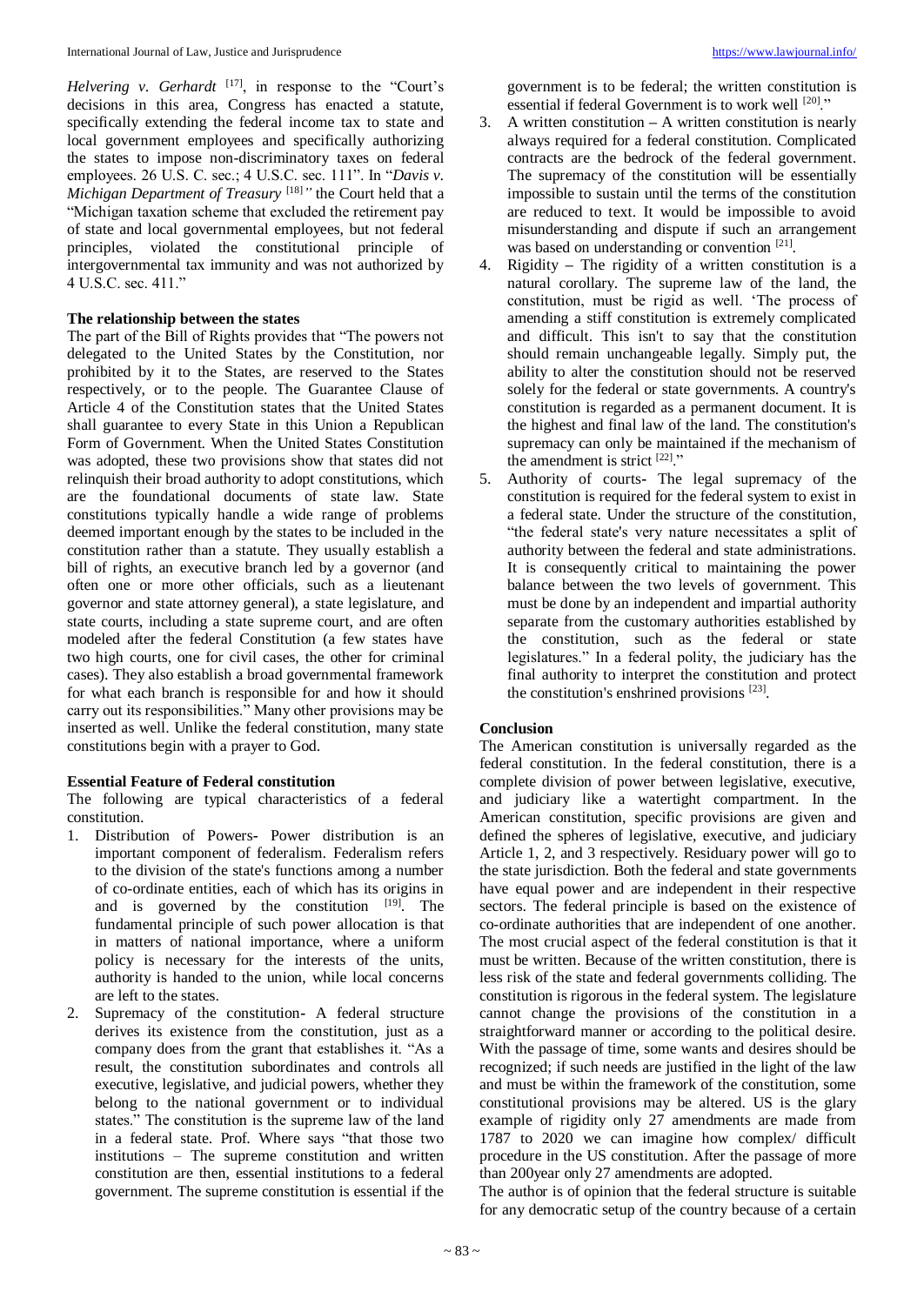*Helvering v. Gerhardt* [17], in response to the "Court's decisions in this area, Congress has enacted a statute, specifically extending the federal income tax to state and local government employees and specifically authorizing the states to impose non-discriminatory taxes on federal employees. 26 U.S. C. sec.; 4 U.S.C. sec. 111". In "*Davis v. Michigan Department of Treasury* [18]" the Court held that a "Michigan taxation scheme that excluded the retirement pay of state and local governmental employees, but not federal principles, violated the constitutional principle of intergovernmental tax immunity and was not authorized by 4 U.S.C. sec. 411."

### The relationship between the states

The part of the Bill of Rights provides that "The powers not delegated to the United States by the Constitution, nor prohibited by it to the States, are reserved to the States respectively, or to the people. The Guarantee Clause of Article 4 of the Constitution states that the United States shall guarantee to every State in this Union a Republican Form of Government. When the United States Constitution was adopted, these two provisions show that states did not relinquish their broad authority to adopt constitutions, which are the foundational documents of state law. State constitutions typically handle a wide range of problems deemed important enough by the states to be included in the constitution rather than a statute. They usually establish a bill of rights, an executive branch led by a governor (and often one or more other officials, such as a lieutenant governor and state attorney general), a state legislature, and state courts, including a state supreme court, and are often modeled after the federal Constitution (a few states have two high courts, one for civil cases, the other for criminal cases). They also establish a broad governmental framework for what each branch is responsible for and how it should carry out its responsibilities." Many other provisions may be inserted as well. Unlike the federal constitution, many state constitutions begin with a prayer to God.

### Essential Feature of Federal constitution

The following are typical characteristics of a federal constitution.

1. Distribution of Powers- Power distribution is an important component of federalism. Federalism refers to the division of the state's functions among a number of co-ordinate entities, each of which has its origins in and is governed by the constitution [19]. The fundamental principle of such power allocation is that in matters of national importance, where a uniform policy is necessary for the interests of the units, authority is handed to the union, while local concerns are left to the states.
2. Supremacy of the constitution- A federal structure derives its existence from the constitution, just as a company does from the grant that establishes it. "As a result, the constitution subordinates and controls all executive, legislative, and judicial powers, whether they belong to the national government or to individual states." The constitution is the supreme law of the land in a federal state. Prof. Where says "that those two institutions – The supreme constitution and written constitution are then, essential institutions to a federal government. The supreme constitution is essential if the government is to be federal; the written constitution is essential if federal Government is to work well [20]."
3. A written constitution – A written constitution is nearly always required for a federal constitution. Complicated contracts are the bedrock of the federal government. The supremacy of the constitution will be essentially impossible to sustain until the terms of the constitution are reduced to text. It would be impossible to avoid misunderstanding and dispute if such an arrangement was based on understanding or convention [21].
4. Rigidity – The rigidity of a written constitution is a natural corollary. The supreme law of the land, the constitution, must be rigid as well. 'The process of amending a stiff constitution is extremely complicated and difficult. This isn't to say that the constitution should remain unchangeable legally. Simply put, the ability to alter the constitution should not be reserved solely for the federal or state governments. A country's constitution is regarded as a permanent document. It is the highest and final law of the land. The constitution's supremacy can only be maintained if the mechanism of the amendment is strict [22]."
5. Authority of courts- The legal supremacy of the constitution is required for the federal system to exist in a federal state. Under the structure of the constitution, "the federal state's very nature necessitates a split of authority between the federal and state administrations. It is consequently critical to maintaining the power balance between the two levels of government. This must be done by an independent and impartial authority separate from the customary authorities established by the constitution, such as the federal or state legislatures." In a federal polity, the judiciary has the final authority to interpret the constitution and protect the constitution's enshrined provisions [23].

### Conclusion

The American constitution is universally regarded as the federal constitution. In the federal constitution, there is a complete division of power between legislative, executive, and judiciary like a watertight compartment. In the American constitution, specific provisions are given and defined the spheres of legislative, executive, and judiciary Article 1, 2, and 3 respectively. Residuary power will go to the state jurisdiction. Both the federal and state governments have equal power and are independent in their respective sectors. The federal principle is based on the existence of co-ordinate authorities that are independent of one another. The most crucial aspect of the federal constitution is that it must be written. Because of the written constitution, there is less risk of the state and federal governments colliding. The constitution is rigorous in the federal system. The legislature cannot change the provisions of the constitution in a straightforward manner or according to the political desire. With the passage of time, some wants and desires should be recognized; if such needs are justified in the light of the law and must be within the framework of the constitution, some constitutional provisions may be altered. US is the glary example of rigidity only 27 amendments are made from 1787 to 2020 we can imagine how complex/ difficult procedure in the US constitution. After the passage of more than 200year only 27 amendments are adopted.

The author is of opinion that the federal structure is suitable for any democratic setup of the country because of a certain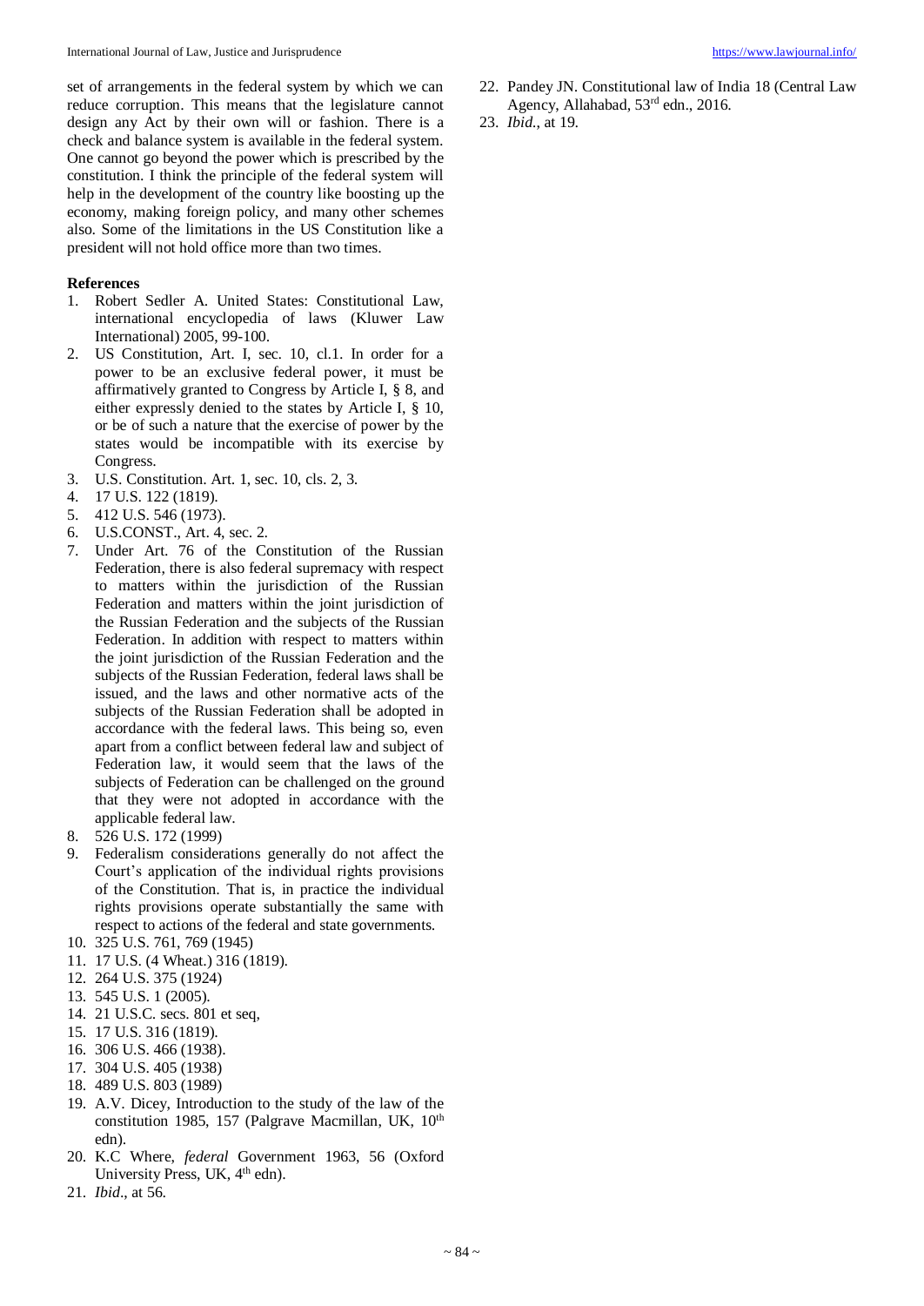set of arrangements in the federal system by which we can reduce corruption. This means that the legislature cannot design any Act by their own will or fashion. There is a check and balance system is available in the federal system. One cannot go beyond the power which is prescribed by the constitution. I think the principle of the federal system will help in the development of the country like boosting up the economy, making foreign policy, and many other schemes also. Some of the limitations in the US Constitution like a president will not hold office more than two times.

**References**

1. Robert Sedler A. United States: Constitutional Law, international encyclopedia of laws (Kluwer Law International) 2005, 99-100.
2. US Constitution, Art. I, sec. 10, cl.1. In order for a power to be an exclusive federal power, it must be affirmatively granted to Congress by Article I, § 8, and either expressly denied to the states by Article I, § 10, or be of such a nature that the exercise of power by the states would be incompatible with its exercise by Congress.
3. U.S. Constitution. Art. 1, sec. 10, cls. 2, 3.
4. 17 U.S. 122 (1819).
5. 412 U.S. 546 (1973).
6. U.S.CONST., Art. 4, sec. 2.
7. Under Art. 76 of the Constitution of the Russian Federation, there is also federal supremacy with respect to matters within the jurisdiction of the Russian Federation and matters within the joint jurisdiction of the Russian Federation and the subjects of the Russian Federation. In addition with respect to matters within the joint jurisdiction of the Russian Federation and the subjects of the Russian Federation, federal laws shall be issued, and the laws and other normative acts of the subjects of the Russian Federation shall be adopted in accordance with the federal laws. This being so, even apart from a conflict between federal law and subject of Federation law, it would seem that the laws of the subjects of Federation can be challenged on the ground that they were not adopted in accordance with the applicable federal law.
8. 526 U.S. 172 (1999)
9. Federalism considerations generally do not affect the Court's application of the individual rights provisions of the Constitution. That is, in practice the individual rights provisions operate substantially the same with respect to actions of the federal and state governments.
10. 325 U.S. 761, 769 (1945)
11. 17 U.S. (4 Wheat.) 316 (1819).
12. 264 U.S. 375 (1924)
13. 545 U.S. 1 (2005).
14. 21 U.S.C. secs. 801 et seq,
15. 17 U.S. 316 (1819).
16. 306 U.S. 466 (1938).
17. 304 U.S. 405 (1938)
18. 489 U.S. 803 (1989)
19. A.V. Dicey, Introduction to the study of the law of the constitution 1985, 157 (Palgrave Macmillan, UK, 10th edn).
20. K.C Where, *federal* Government 1963, 56 (Oxford University Press, UK, 4th edn).
21. *Ibid*., at 56.
22. Pandey JN. Constitutional law of India 18 (Central Law Agency, Allahabad, 53rd edn., 2016.
23. *Ibid*., at 19.